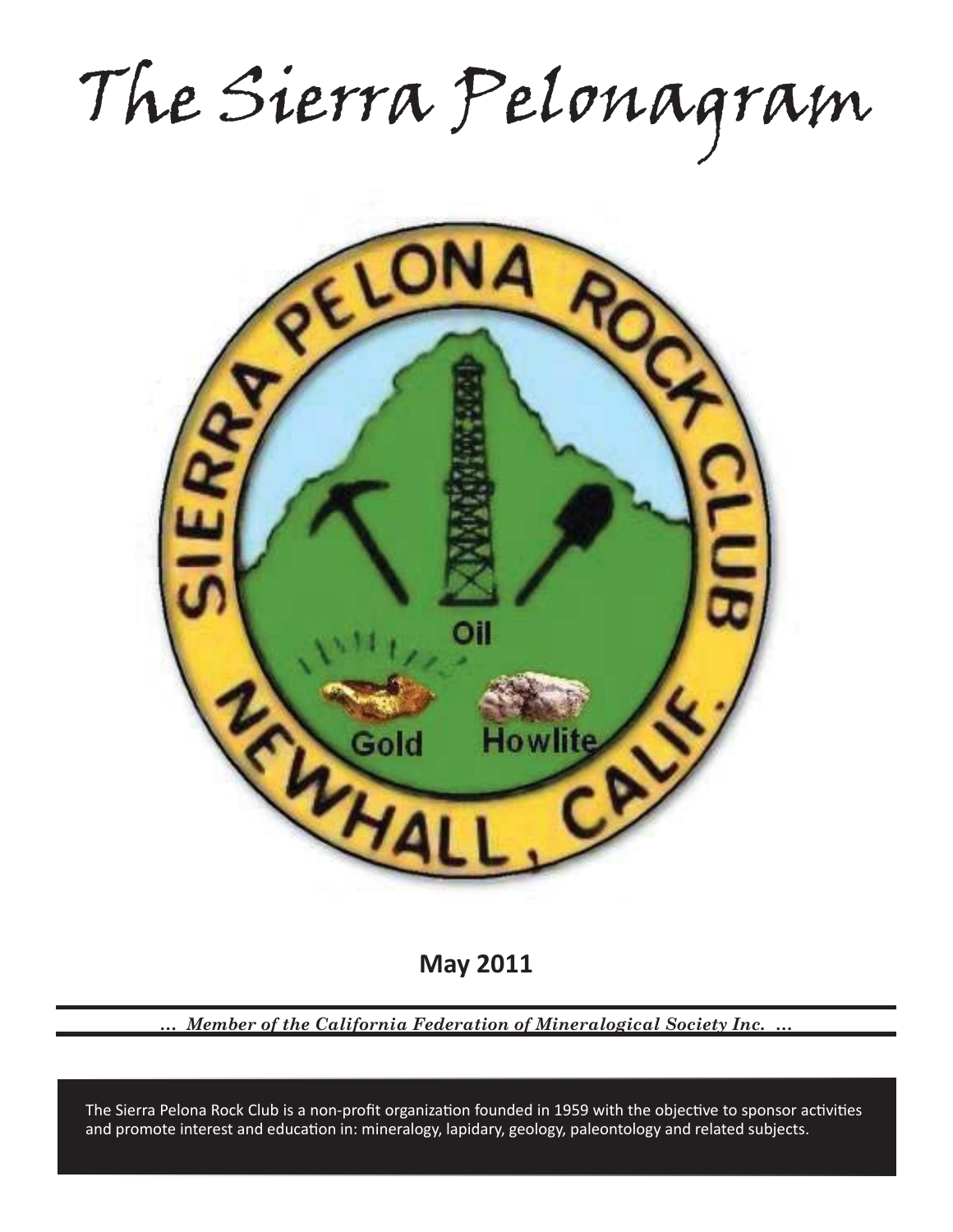# The Sierra Pelonagram

**May 2011**

*... Member of the California Federation of Mineralogical Society Inc. ...*

The Sierra Pelona Rock Club is a non-profit organization founded in 1959 with the objective to sponsor activities and promote interest and education in: mineralogy, lapidary, geology, paleontology and related subjects.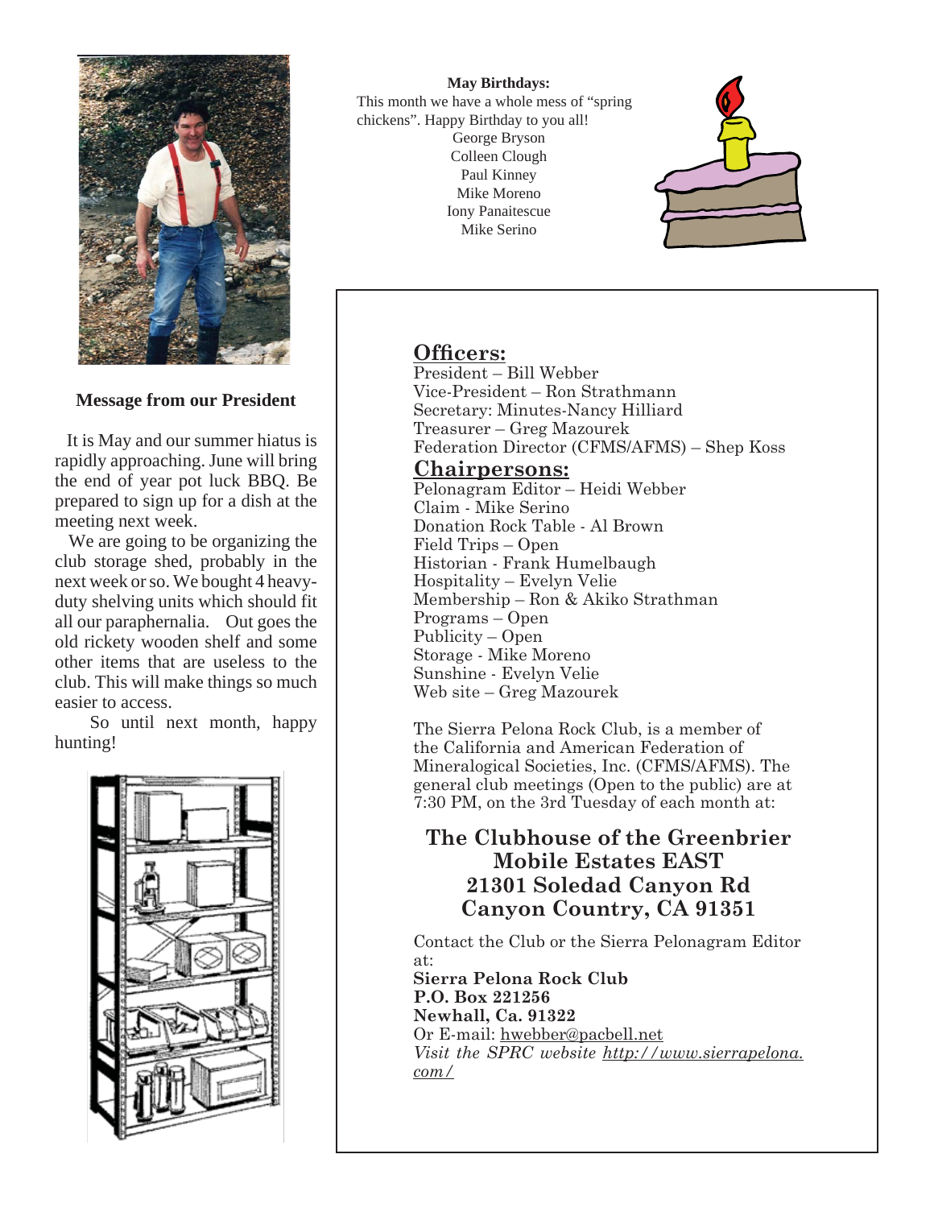**Message from our President**

It is May and our summer hiatus is rapidly approaching. June will bring the end of year pot luck BBQ. Be prepared to sign up for a dish at the meeting next week.

We are going to be organizing the club storage shed, probably in the next week or so. We bought 4 heavy-duty shelving units which should fit all our paraphernalia. Out goes the old rickety wooden shelf and some other items that are useless to the club. This will make things so much easier to access.

So until next month, happy hunting!

**May Birthdays:**

This month we have a whole mess of "spring chickens". Happy Birthday to you all!

George Bryson
Colleen Clough
Paul Kinney
Mike Moreno
Iony Panaitescue
Mike Serino

## Officers:

President – Bill Webber
Vice-President – Ron Strathmann
Secretary: Minutes-Nancy Hilliard
Treasurer – Greg Mazourek
Federation Director (CFMS/AFMS) – Shep Koss

## Chairpersons:

Pelonagram Editor – Heidi Webber
Claim - Mike Serino
Donation Rock Table - Al Brown
Field Trips – Open
Historian - Frank Humelbaugh
Hospitality – Evelyn Velie
Membership – Ron & Akiko Strathman
Programs – Open
Publicity – Open
Storage - Mike Moreno
Sunshine - Evelyn Velie
Web site – Greg Mazourek

The Sierra Pelona Rock Club, is a member of the California and American Federation of Mineralogical Societies, Inc. (CFMS/AFMS). The general club meetings (Open to the public) are at 7:30 PM, on the 3rd Tuesday of each month at:

**The Clubhouse of the Greenbrier Mobile Estates EAST**
**21301 Soledad Canyon Rd**
**Canyon Country, CA 91351**

Contact the Club or the Sierra Pelonagram Editor at:

**Sierra Pelona Rock Club**
**P.O. Box 221256**
**Newhall, Ca. 91322**
Or E-mail: hwebber@pacbell.net
*Visit the SPRC website http://www.sierrapelona.com/*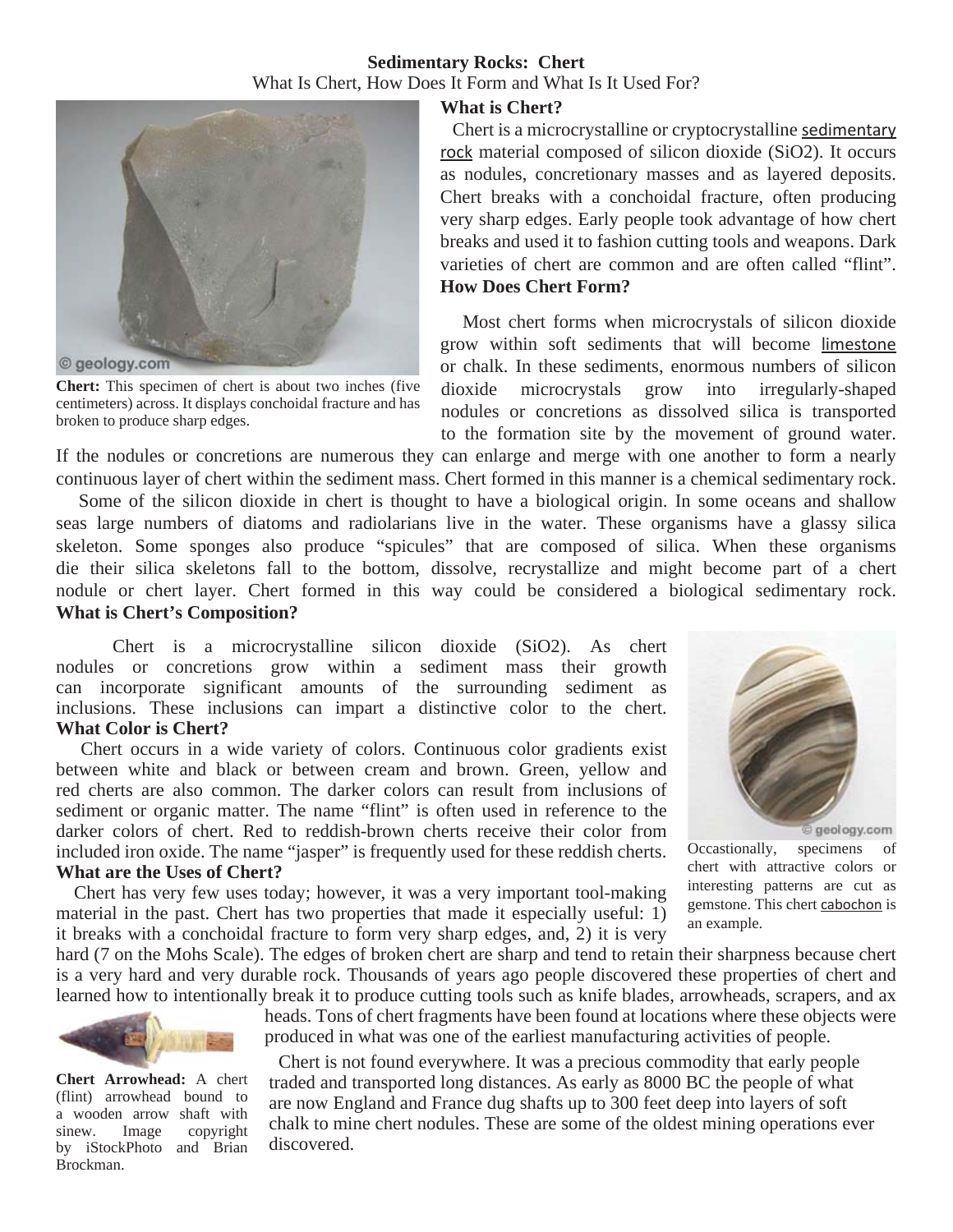**Sedimentary Rocks: Chert**

What Is Chert, How Does It Form and What Is It Used For?

**What is Chert?**

Chert is a microcrystalline or cryptocrystalline sedimentary rock material composed of silicon dioxide ($SiO_2$). It occurs as nodules, concretionary masses and as layered deposits. Chert breaks with a conchoidal fracture, often producing very sharp edges. Early people took advantage of how chert breaks and used it to fashion cutting tools and weapons. Dark varieties of chert are common and are often called "flint".

**Chert:** This specimen of chert is about two inches (five centimeters) across. It displays conchoidal fracture and has broken to produce sharp edges.

**How Does Chert Form?**

Most chert forms when microcrystals of silicon dioxide grow within soft sediments that will become limestone or chalk. In these sediments, enormous numbers of silicon dioxide microcrystals grow into irregularly-shaped nodules or concretions as dissolved silica is transported to the formation site by the movement of ground water. If the nodules or concretions are numerous they can enlarge and merge with one another to form a nearly continuous layer of chert within the sediment mass. Chert formed in this manner is a chemical sedimentary rock.

Some of the silicon dioxide in chert is thought to have a biological origin. In some oceans and shallow seas large numbers of diatoms and radiolarians live in the water. These organisms have a glassy silica skeleton. Some sponges also produce "spicules" that are composed of silica. When these organisms die their silica skeletons fall to the bottom, dissolve, recrystallize and might become part of a chert nodule or chert layer. Chert formed in this way could be considered a biological sedimentary rock.

**What is Chert's Composition?**

Chert is a microcrystalline silicon dioxide ($SiO_2$). As chert nodules or concretions grow within a sediment mass their growth can incorporate significant amounts of the surrounding sediment as inclusions. These inclusions can impart a distinctive color to the chert.

**What Color is Chert?**

Chert occurs in a wide variety of colors. Continuous color gradients exist between white and black or between cream and brown. Green, yellow and red cherts are also common. The darker colors can result from inclusions of sediment or organic matter. The name "flint" is often used in reference to the darker colors of chert. Red to reddish-brown cherts receive their color from included iron oxide. The name "jasper" is frequently used for these reddish cherts.

Occasstionally, specimens of chert with attractive colors or interesting patterns are cut as gemstone. This chert cabochon is an example.

**What are the Uses of Chert?**

Chert has very few uses today; however, it was a very important tool-making material in the past. Chert has two properties that made it especially useful: 1) it breaks with a conchoidal fracture to form very sharp edges, and, 2) it is very hard (7 on the Mohs Scale). The edges of broken chert are sharp and tend to retain their sharpness because chert is a very hard and very durable rock. Thousands of years ago people discovered these properties of chert and learned how to intentionally break it to produce cutting tools such as knife blades, arrowheads, scrapers, and ax heads. Tons of chert fragments have been found at locations where these objects were produced in what was one of the earliest manufacturing activities of people.

Chert is not found everywhere. It was a precious commodity that early people traded and transported long distances. As early as 8000 BC the people of what are now England and France dug shafts up to 300 feet deep into layers of soft chalk to mine chert nodules. These are some of the oldest mining operations ever discovered.

**Chert Arrowhead:** A chert (flint) arrowhead bound to a wooden arrow shaft with sinew. Image copyright by iStockPhoto and Brian Brockman.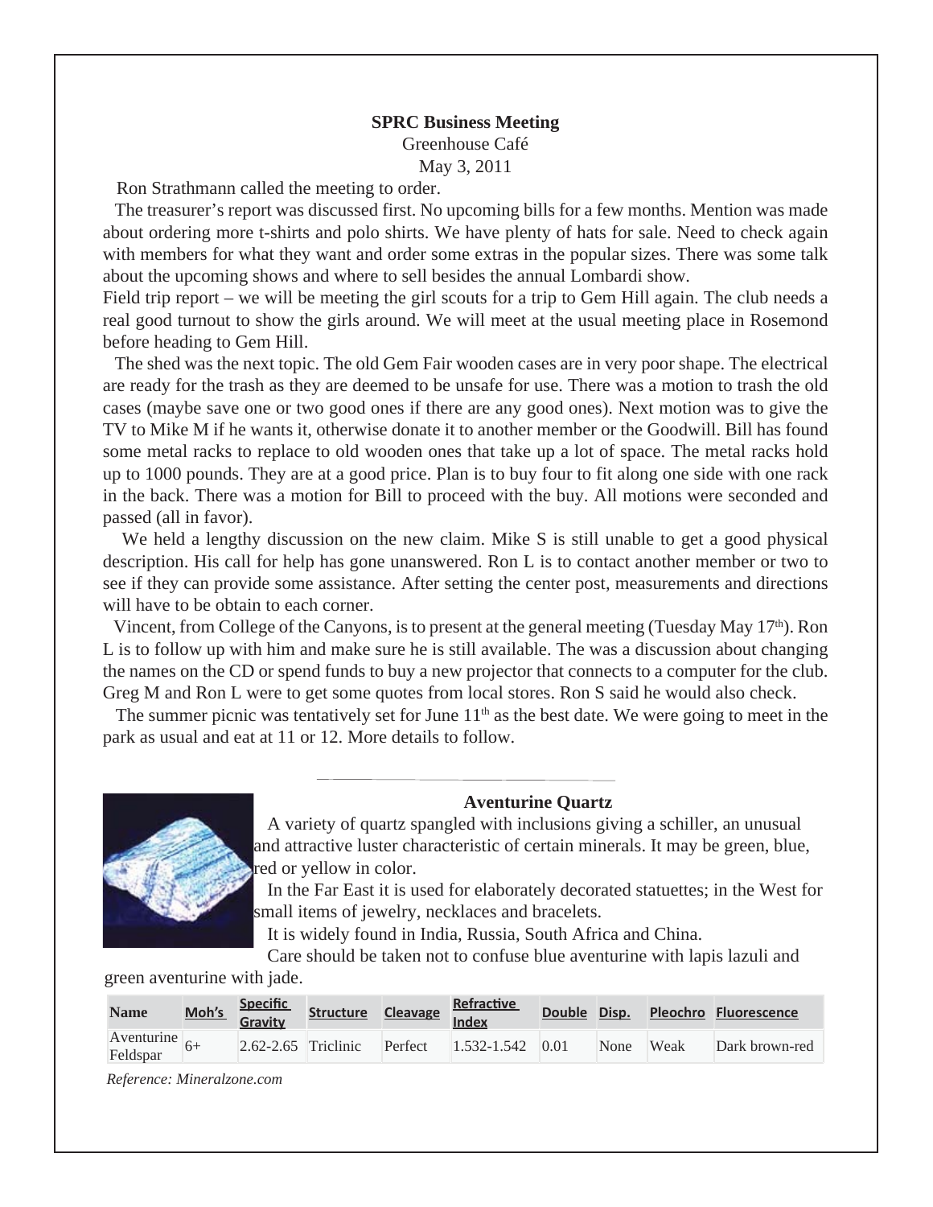**SPRC Business Meeting**

Greenhouse Café

May 3, 2011

Ron Strathmann called the meeting to order.

The treasurer's report was discussed first. No upcoming bills for a few months. Mention was made about ordering more t-shirts and polo shirts. We have plenty of hats for sale. Need to check again with members for what they want and order some extras in the popular sizes. There was some talk about the upcoming shows and where to sell besides the annual Lombardi show.

Field trip report – we will be meeting the girl scouts for a trip to Gem Hill again. The club needs a real good turnout to show the girls around. We will meet at the usual meeting place in Rosemond before heading to Gem Hill.

The shed was the next topic. The old Gem Fair wooden cases are in very poor shape. The electrical are ready for the trash as they are deemed to be unsafe for use. There was a motion to trash the old cases (maybe save one or two good ones if there are any good ones). Next motion was to give the TV to Mike M if he wants it, otherwise donate it to another member or the Goodwill. Bill has found some metal racks to replace to old wooden ones that take up a lot of space. The metal racks hold up to 1000 pounds. They are at a good price. Plan is to buy four to fit along one side with one rack in the back. There was a motion for Bill to proceed with the buy. All motions were seconded and passed (all in favor).

We held a lengthy discussion on the new claim. Mike S is still unable to get a good physical description. His call for help has gone unanswered. Ron L is to contact another member or two to see if they can provide some assistance. After setting the center post, measurements and directions will have to be obtain to each corner.

Vincent, from College of the Canyons, is to present at the general meeting (Tuesday May 17th). Ron L is to follow up with him and make sure he is still available. The was a discussion about changing the names on the CD or spend funds to buy a new projector that connects to a computer for the club. Greg M and Ron L were to get some quotes from local stores. Ron S said he would also check.

The summer picnic was tentatively set for June 11th as the best date. We were going to meet in the park as usual and eat at 11 or 12. More details to follow.

---

**Aventurine Quartz**

A variety of quartz spangled with inclusions giving a schiller, an unusual and attractive luster characteristic of certain minerals. It may be green, blue, red or yellow in color.

In the Far East it is used for elaborately decorated statuettes; in the West for small items of jewelry, necklaces and bracelets.

It is widely found in India, Russia, South Africa and China.

Care should be taken not to confuse blue aventurine with lapis lazuli and green aventurine with jade.

| Name | Moh's | Specific Gravity | Structure | Cleavage | Refractive Index | Double | Disp. | Pleochro | Fluorescence |
|---|---|---|---|---|---|---|---|---|---|
| Aventurine Feldspar | 6+ | 2.62-2.65 | Triclinic | Perfect | 1.532-1.542 | 0.01 | None | Weak | Dark brown-red |

*Reference: Mineralzone.com*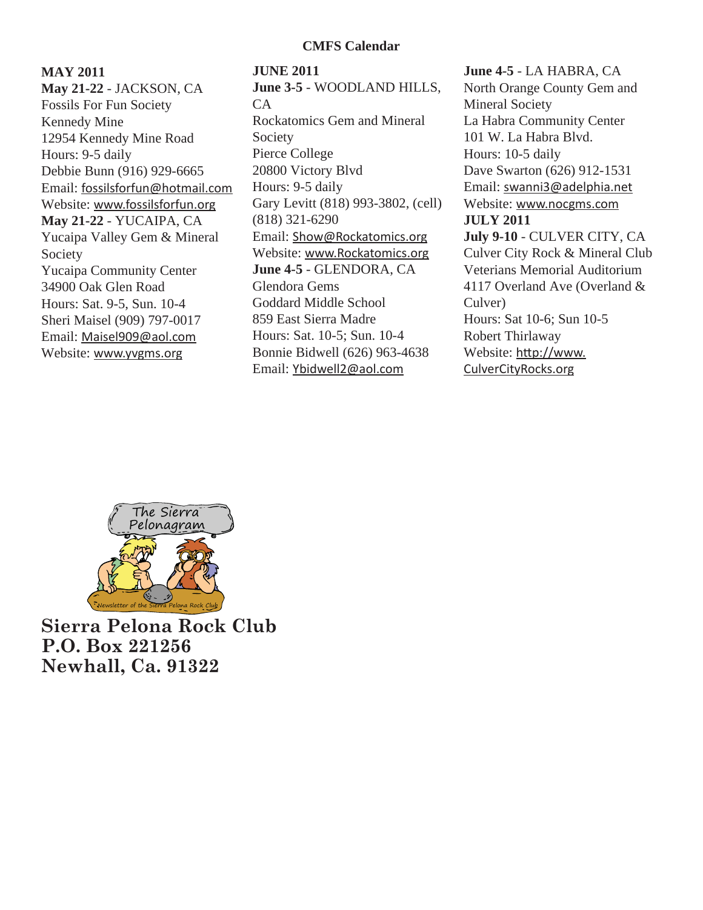## CMFS Calendar

**MAY 2011**

**May 21-22** - JACKSON, CA
Fossils For Fun Society
Kennedy Mine
12954 Kennedy Mine Road
Hours: 9-5 daily
Debbie Bunn (916) 929-6665
Email: fossilsforfun@hotmail.com
Website: www.fossilsforfun.org

**May 21-22** - YUCAIPA, CA
Yucaipa Valley Gem & Mineral Society
Yucaipa Community Center
34900 Oak Glen Road
Hours: Sat. 9-5, Sun. 10-4
Sheri Maisel (909) 797-0017
Email: Maisel909@aol.com
Website: www.yvgms.org

**JUNE 2011**

**June 3-5** - WOODLAND HILLS, CA
Rockatomics Gem and Mineral Society
Pierce College
20800 Victory Blvd
Hours: 9-5 daily
Gary Levitt (818) 993-3802, (cell) (818) 321-6290
Email: Show@Rockatomics.org
Website: www.Rockatomics.org

**June 4-5** - GLENDORA, CA
Glendora Gems
Goddard Middle School
859 East Sierra Madre
Hours: Sat. 10-5; Sun. 10-4
Bonnie Bidwell (626) 963-4638
Email: Ybidwell2@aol.com

**June 4-5** - LA HABRA, CA
North Orange County Gem and Mineral Society
La Habra Community Center
101 W. La Habra Blvd.
Hours: 10-5 daily
Dave Swarton (626) 912-1531
Email: swanni3@adelphia.net
Website: www.nocgms.com

**JULY 2011**

**July 9-10** - CULVER CITY, CA
Culver City Rock & Mineral Club
Veterians Memorial Auditorium
4117 Overland Ave (Overland & Culver)
Hours: Sat 10-6; Sun 10-5
Robert Thirlaway
Website: http://www.CulverCityRocks.org

The Sierra Pelonagram
Newsletter of the Sierra Pelona Rock Club

**Sierra Pelona Rock Club**
**P.O. Box 221256**
**Newhall, Ca. 91322**